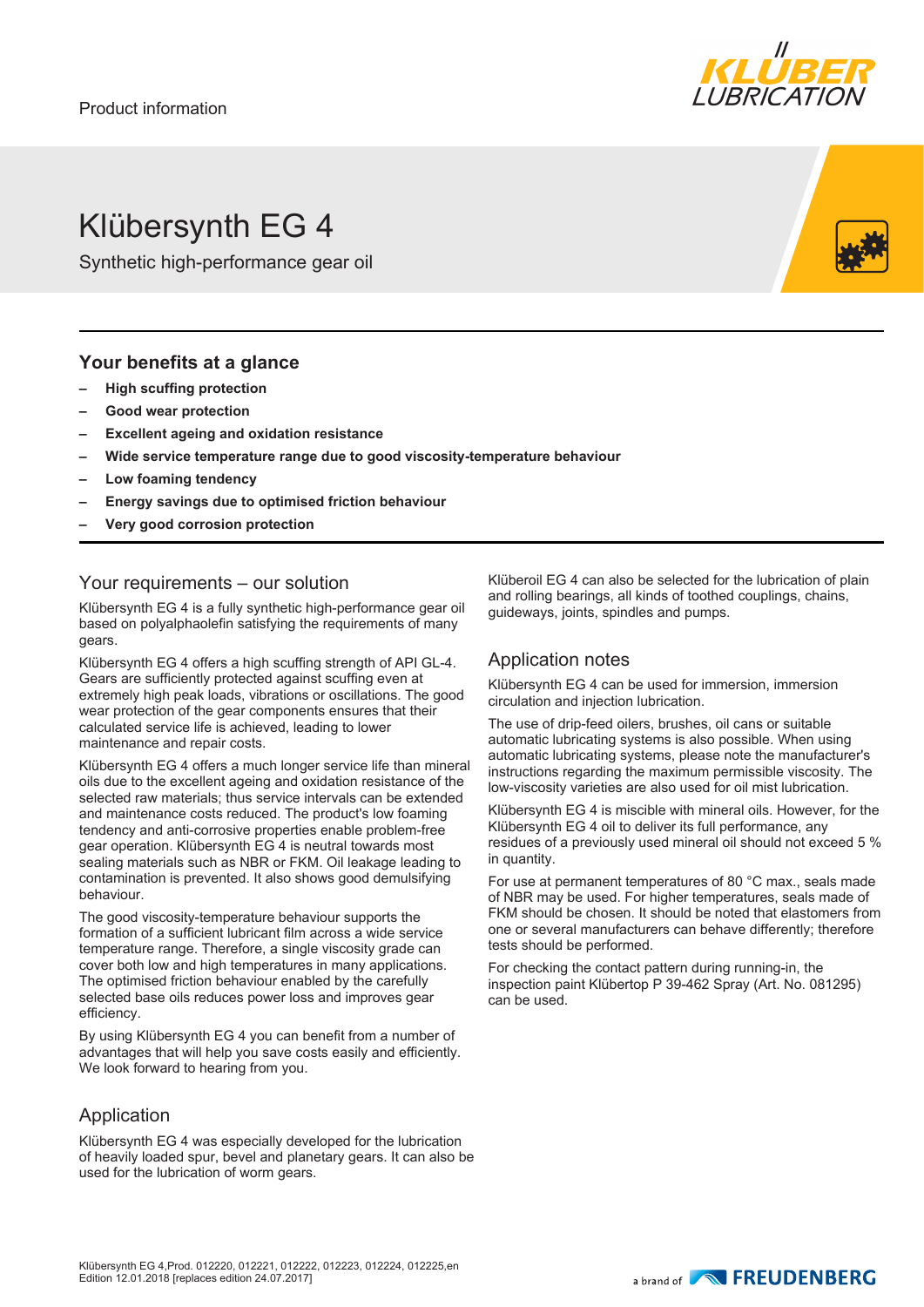Product information

# Klübersynth EG 4

Synthetic high-performance gear oil

## Your benefits at a glance

- **High scuffing protection**
- **Good wear protection**
- **Excellent ageing and oxidation resistance**
- **Wide service temperature range due to good viscosity-temperature behaviour**
- **Low foaming tendency**
- **Energy savings due to optimised friction behaviour**
- **Very good corrosion protection**

## Your requirements – our solution

Klübersynth EG 4 is a fully synthetic high-performance gear oil based on polyalphaolefin satisfying the requirements of many gears.

Klübersynth EG 4 offers a high scuffing strength of API GL-4. Gears are sufficiently protected against scuffing even at extremely high peak loads, vibrations or oscillations. The good wear protection of the gear components ensures that their calculated service life is achieved, leading to lower maintenance and repair costs.

Klübersynth EG 4 offers a much longer service life than mineral oils due to the excellent ageing and oxidation resistance of the selected raw materials; thus service intervals can be extended and maintenance costs reduced. The product's low foaming tendency and anti-corrosive properties enable problem-free gear operation. Klübersynth EG 4 is neutral towards most sealing materials such as NBR or FKM. Oil leakage leading to contamination is prevented. It also shows good demulsifying behaviour.

The good viscosity-temperature behaviour supports the formation of a sufficient lubricant film across a wide service temperature range. Therefore, a single viscosity grade can cover both low and high temperatures in many applications. The optimised friction behaviour enabled by the carefully selected base oils reduces power loss and improves gear efficiency.

By using Klübersynth EG 4 you can benefit from a number of advantages that will help you save costs easily and efficiently. We look forward to hearing from you.

## Application

Klübersynth EG 4 was especially developed for the lubrication of heavily loaded spur, bevel and planetary gears. It can also be used for the lubrication of worm gears.

Klüberoil EG 4 can also be selected for the lubrication of plain and rolling bearings, all kinds of toothed couplings, chains, guideways, joints, spindles and pumps.

## Application notes

Klübersynth EG 4 can be used for immersion, immersion circulation and injection lubrication.

The use of drip-feed oilers, brushes, oil cans or suitable automatic lubricating systems is also possible. When using automatic lubricating systems, please note the manufacturer's instructions regarding the maximum permissible viscosity. The low-viscosity varieties are also used for oil mist lubrication.

Klübersynth EG 4 is miscible with mineral oils. However, for the Klübersynth EG 4 oil to deliver its full performance, any residues of a previously used mineral oil should not exceed 5 % in quantity.

For use at permanent temperatures of 80 °C max., seals made of NBR may be used. For higher temperatures, seals made of FKM should be chosen. It should be noted that elastomers from one or several manufacturers can behave differently; therefore tests should be performed.

For checking the contact pattern during running-in, the inspection paint Klübertop P 39-462 Spray (Art. No. 081295) can be used.

Klübersynth EG 4,Prod. 012220, 012221, 012222, 012223, 012224, 012225,en
Edition 12.01.2018 [replaces edition 24.07.2017]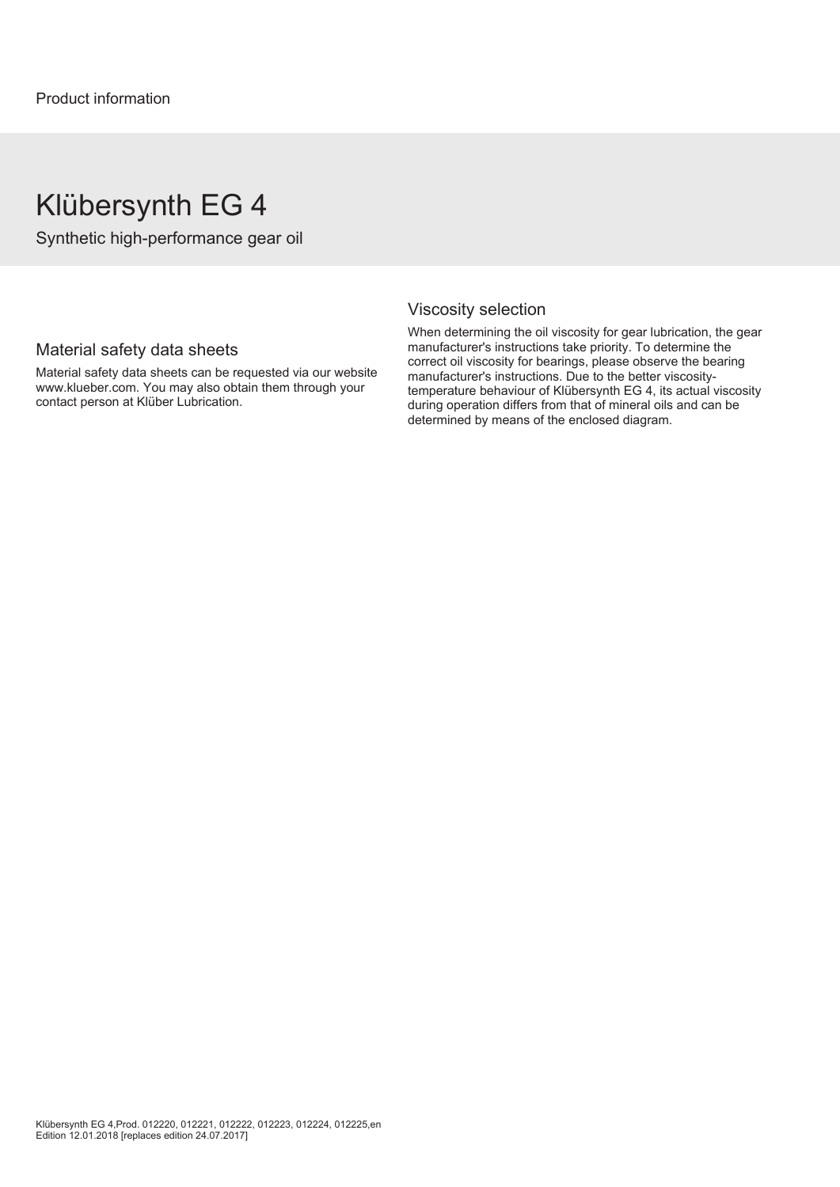Product information

# Klübersynth EG 4

Synthetic high-performance gear oil

## Material safety data sheets

Material safety data sheets can be requested via our website www.klueber.com. You may also obtain them through your contact person at Klüber Lubrication.

## Viscosity selection

When determining the oil viscosity for gear lubrication, the gear manufacturer's instructions take priority. To determine the correct oil viscosity for bearings, please observe the bearing manufacturer's instructions. Due to the better viscosity-temperature behaviour of Klübersynth EG 4, its actual viscosity during operation differs from that of mineral oils and can be determined by means of the enclosed diagram.

Klübersynth EG 4,Prod. 012220, 012221, 012222, 012223, 012224, 012225,en
Edition 12.01.2018 [replaces edition 24.07.2017]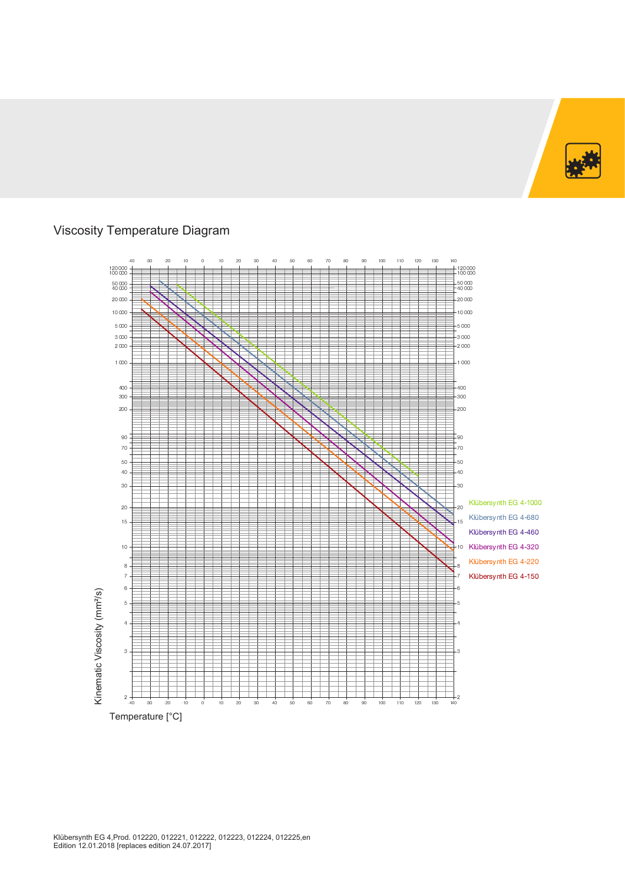## Viscosity Temperature Diagram

Kinematic Viscosity (mm²/s)

Temperature [°C]

Klübersynth EG 4-1000

Klübersynth EG 4-680

Klübersynth EG 4-460

Klübersynth EG 4-320

Klübersynth EG 4-220

Klübersynth EG 4-150

Klübersynth EG 4,Prod. 012220, 012221, 012222, 012223, 012224, 012225,en
Edition 12.01.2018 [replaces edition 24.07.2017]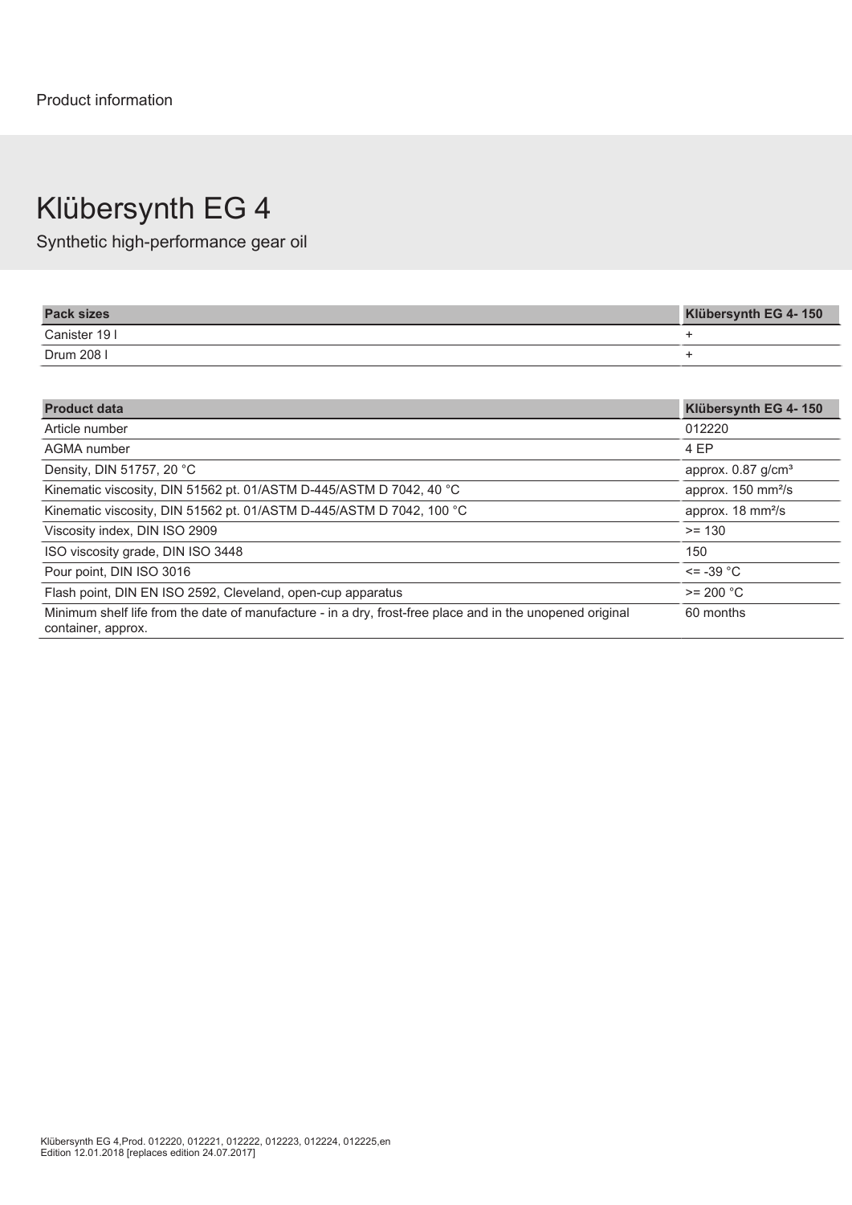Product information

# Klübersynth EG 4

Synthetic high-performance gear oil

| Pack sizes | Klübersynth EG 4- 150 |
| --- | --- |
| Canister 19 l | + |
| Drum 208 l | + |

| Product data | Klübersynth EG 4- 150 |
| --- | --- |
| Article number | 012220 |
| AGMA number | 4 EP |
| Density, DIN 51757, 20 °C | approx. 0.87 g/cm³ |
| Kinematic viscosity, DIN 51562 pt. 01/ASTM D-445/ASTM D 7042, 40 °C | approx. 150 mm²/s |
| Kinematic viscosity, DIN 51562 pt. 01/ASTM D-445/ASTM D 7042, 100 °C | approx. 18 mm²/s |
| Viscosity index, DIN ISO 2909 | >= 130 |
| ISO viscosity grade, DIN ISO 3448 | 150 |
| Pour point, DIN ISO 3016 | <= -39 °C |
| Flash point, DIN EN ISO 2592, Cleveland, open-cup apparatus | >= 200 °C |
| Minimum shelf life from the date of manufacture - in a dry, frost-free place and in the unopened original container, approx. | 60 months |

Klübersynth EG 4,Prod. 012220, 012221, 012222, 012223, 012224, 012225,en
Edition 12.01.2018 [replaces edition 24.07.2017]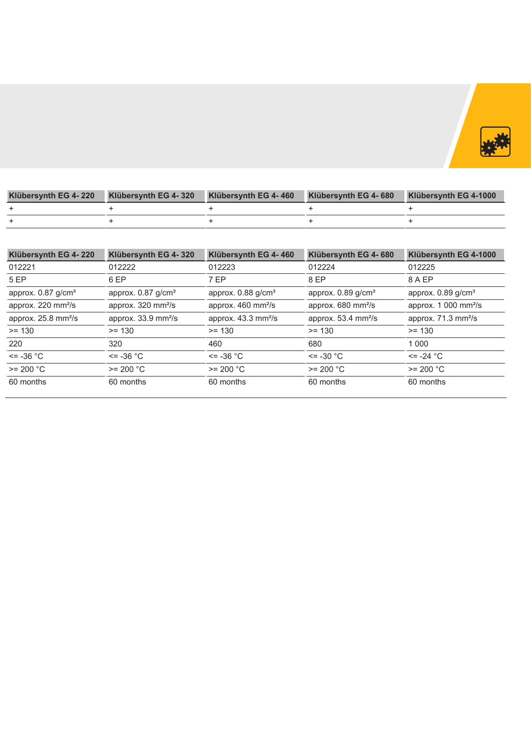| Klübersynth EG 4- 220 | Klübersynth EG 4- 320 | Klübersynth EG 4- 460 | Klübersynth EG 4- 680 | Klübersynth EG 4-1000 |
|---|---|---|---|---|
| + | + | + | + | + |
| + | + | + | + | + |

| Klübersynth EG 4- 220 | Klübersynth EG 4- 320 | Klübersynth EG 4- 460 | Klübersynth EG 4- 680 | Klübersynth EG 4-1000 |
|---|---|---|---|---|
| 012221 | 012222 | 012223 | 012224 | 012225 |
| 5 EP | 6 EP | 7 EP | 8 EP | 8 A EP |
| approx. 0.87 g/cm³ | approx. 0.87 g/cm³ | approx. 0.88 g/cm³ | approx. 0.89 g/cm³ | approx. 0.89 g/cm³ |
| approx. 220 mm²/s | approx. 320 mm²/s | approx. 460 mm²/s | approx. 680 mm²/s | approx. 1 000 mm²/s |
| approx. 25.8 mm²/s | approx. 33.9 mm²/s | approx. 43.3 mm²/s | approx. 53.4 mm²/s | approx. 71.3 mm²/s |
| >= 130 | >= 130 | >= 130 | >= 130 | >= 130 |
| 220 | 320 | 460 | 680 | 1 000 |
| <= -36 °C | <= -36 °C | <= -36 °C | <= -30 °C | <= -24 °C |
| >= 200 °C | >= 200 °C | >= 200 °C | >= 200 °C | >= 200 °C |
| 60 months | 60 months | 60 months | 60 months | 60 months |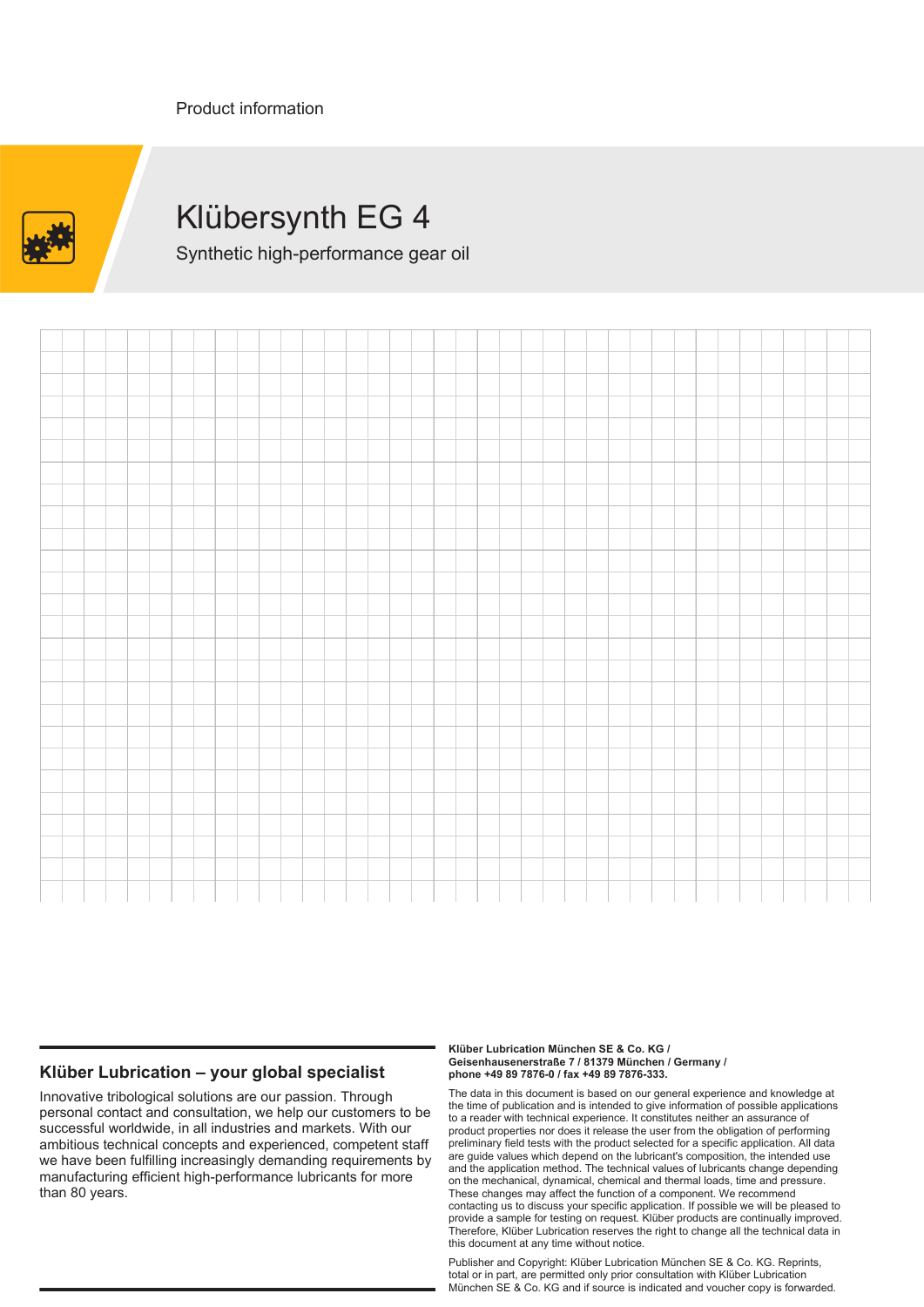Product information

# Klübersynth EG 4

Synthetic high-performance gear oil

## Klüber Lubrication – your global specialist

Innovative tribological solutions are our passion. Through personal contact and consultation, we help our customers to be successful worldwide, in all industries and markets. With our ambitious technical concepts and experienced, competent staff we have been fulfilling increasingly demanding requirements by manufacturing efficient high-performance lubricants for more than 80 years.

**Klüber Lubrication München SE & Co. KG / Geisenhausenerstraße 7 / 81379 München / Germany / phone +49 89 7876-0 / fax +49 89 7876-333.**

The data in this document is based on our general experience and knowledge at the time of publication and is intended to give information of possible applications to a reader with technical experience. It constitutes neither an assurance of product properties nor does it release the user from the obligation of performing preliminary field tests with the product selected for a specific application. All data are guide values which depend on the lubricant's composition, the intended use and the application method. The technical values of lubricants change depending on the mechanical, dynamical, chemical and thermal loads, time and pressure. These changes may affect the function of a component. We recommend contacting us to discuss your specific application. If possible we will be pleased to provide a sample for testing on request. Klüber products are continually improved. Therefore, Klüber Lubrication reserves the right to change all the technical data in this document at any time without notice.

Publisher and Copyright: Klüber Lubrication München SE & Co. KG. Reprints, total or in part, are permitted only prior consultation with Klüber Lubrication München SE & Co. KG and if source is indicated and voucher copy is forwarded.